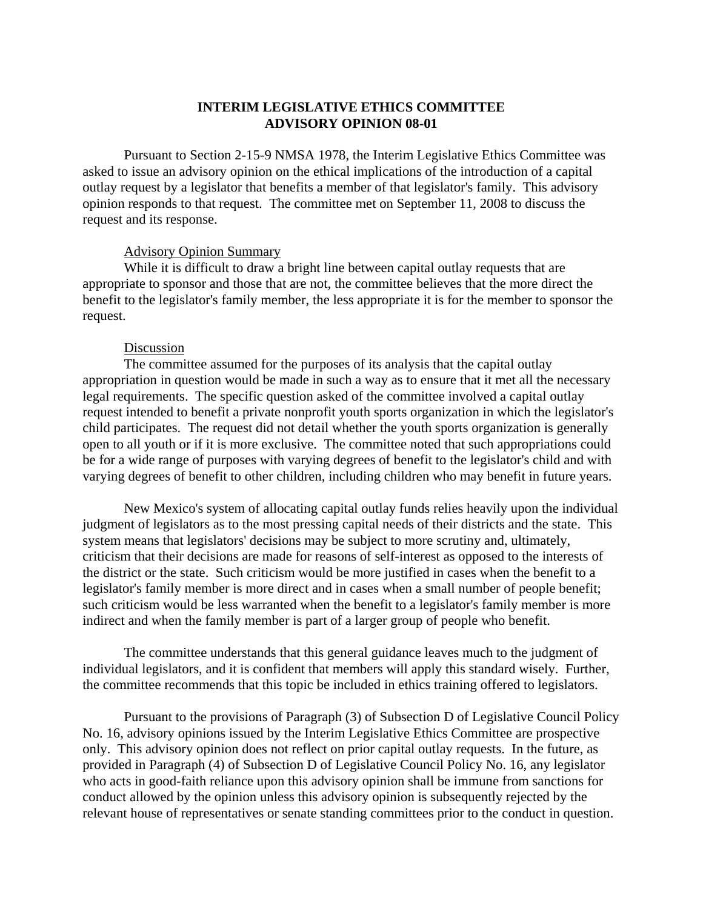# INTERIM LEGISLATIVE ETHICS COMMITTEE
# ADVISORY OPINION 08-01

Pursuant to Section 2-15-9 NMSA 1978, the Interim Legislative Ethics Committee was asked to issue an advisory opinion on the ethical implications of the introduction of a capital outlay request by a legislator that benefits a member of that legislator's family. This advisory opinion responds to that request. The committee met on September 11, 2008 to discuss the request and its response.

## Advisory Opinion Summary

While it is difficult to draw a bright line between capital outlay requests that are appropriate to sponsor and those that are not, the committee believes that the more direct the benefit to the legislator's family member, the less appropriate it is for the member to sponsor the request.

## Discussion

The committee assumed for the purposes of its analysis that the capital outlay appropriation in question would be made in such a way as to ensure that it met all the necessary legal requirements. The specific question asked of the committee involved a capital outlay request intended to benefit a private nonprofit youth sports organization in which the legislator's child participates. The request did not detail whether the youth sports organization is generally open to all youth or if it is more exclusive. The committee noted that such appropriations could be for a wide range of purposes with varying degrees of benefit to the legislator's child and with varying degrees of benefit to other children, including children who may benefit in future years.

New Mexico's system of allocating capital outlay funds relies heavily upon the individual judgment of legislators as to the most pressing capital needs of their districts and the state. This system means that legislators' decisions may be subject to more scrutiny and, ultimately, criticism that their decisions are made for reasons of self-interest as opposed to the interests of the district or the state. Such criticism would be more justified in cases when the benefit to a legislator's family member is more direct and in cases when a small number of people benefit; such criticism would be less warranted when the benefit to a legislator's family member is more indirect and when the family member is part of a larger group of people who benefit.

The committee understands that this general guidance leaves much to the judgment of individual legislators, and it is confident that members will apply this standard wisely. Further, the committee recommends that this topic be included in ethics training offered to legislators.

Pursuant to the provisions of Paragraph (3) of Subsection D of Legislative Council Policy No. 16, advisory opinions issued by the Interim Legislative Ethics Committee are prospective only. This advisory opinion does not reflect on prior capital outlay requests. In the future, as provided in Paragraph (4) of Subsection D of Legislative Council Policy No. 16, any legislator who acts in good-faith reliance upon this advisory opinion shall be immune from sanctions for conduct allowed by the opinion unless this advisory opinion is subsequently rejected by the relevant house of representatives or senate standing committees prior to the conduct in question.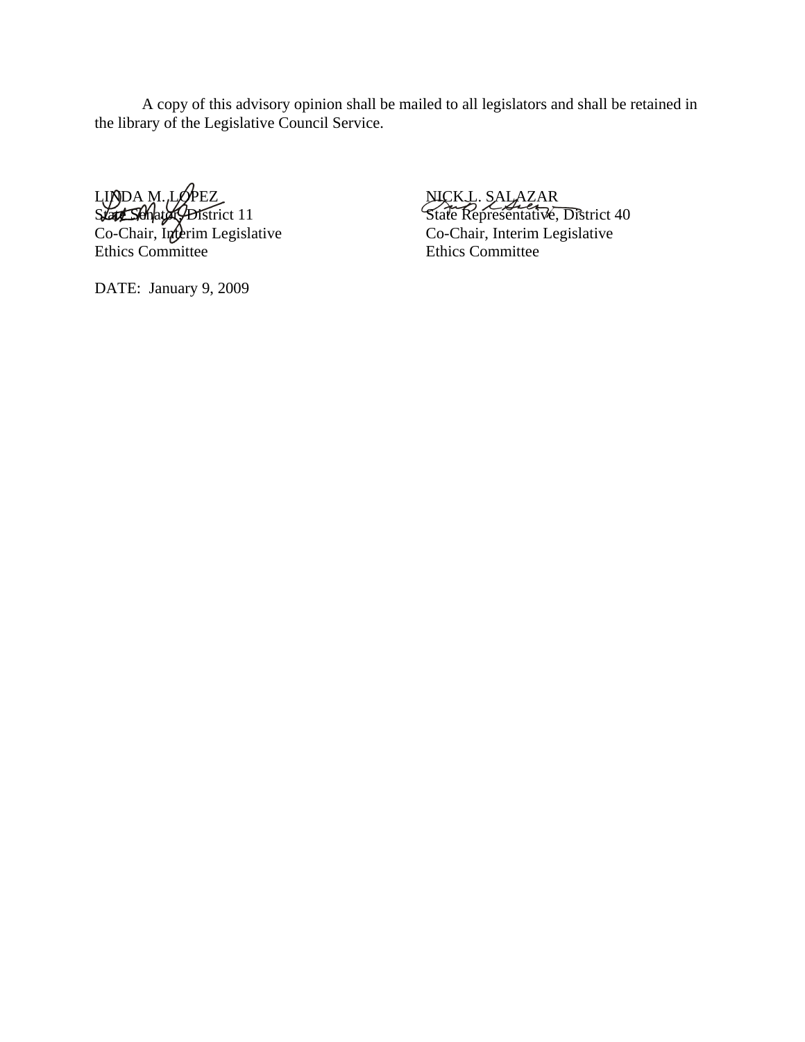A copy of this advisory opinion shall be mailed to all legislators and shall be retained in the library of the Legislative Council Service.

LINDA M. LOPEZ
State Senator, District 11
Co-Chair, Interim Legislative
Ethics Committee

NICK L. SALAZAR
State Representative, District 40
Co-Chair, Interim Legislative
Ethics Committee

DATE: January 9, 2009